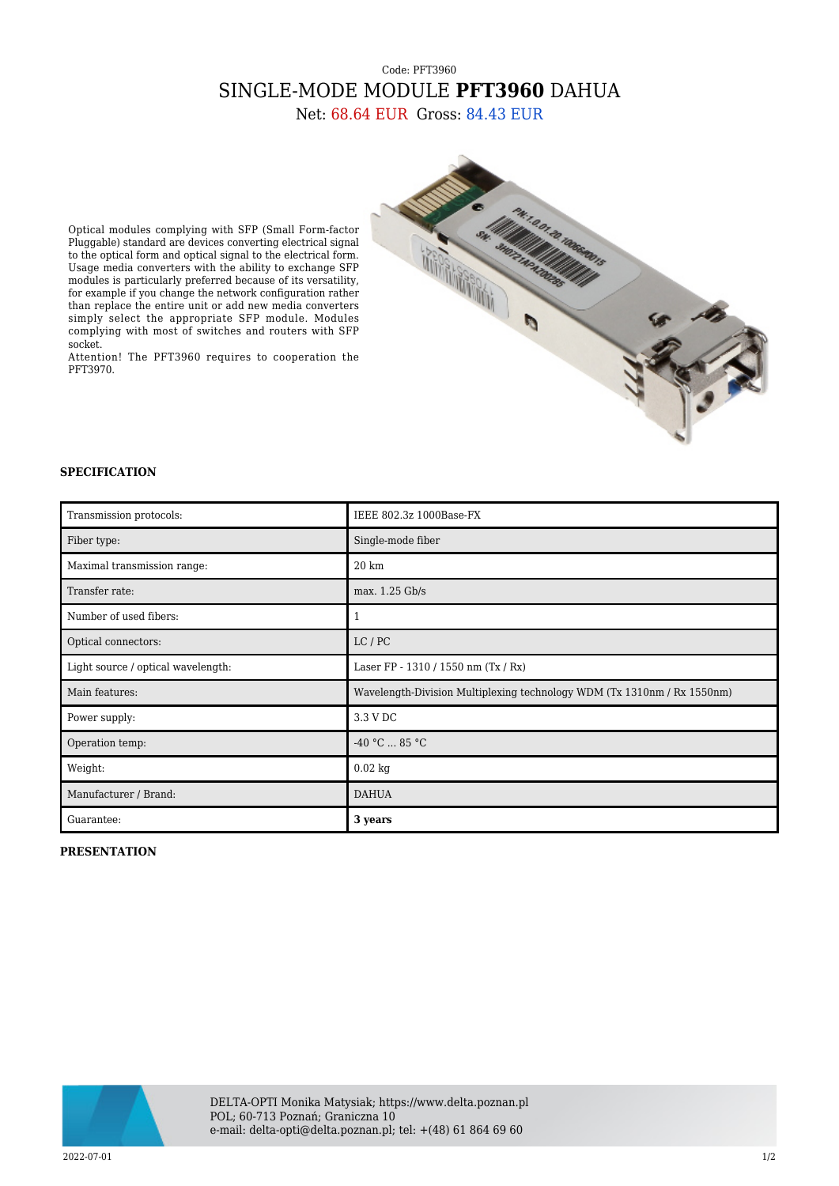Code: PFT3960

# SINGLE-MODE MODULE **PFT3960** DAHUA

Net: 68.64 EUR Gross: 84.43 EUR

Optical modules complying with SFP (Small Form-factor Pluggable) standard are devices converting electrical signal to the optical form and optical signal to the electrical form. Usage media converters with the ability to exchange SFP modules is particularly preferred because of its versatility, for example if you change the network configuration rather than replace the entire unit or add new media converters simply select the appropriate SFP module. Modules complying with most of switches and routers with SFP socket.

Attention! The PFT3960 requires to cooperation the PFT3970.

## SPECIFICATION

| | |
|---|---|
| Transmission protocols: | IEEE 802.3z 1000Base-FX |
| Fiber type: | Single-mode fiber |
| Maximal transmission range: | 20 km |
| Transfer rate: | max. 1.25 Gb/s |
| Number of used fibers: | 1 |
| Optical connectors: | LC / PC |
| Light source / optical wavelength: | Laser FP - 1310 / 1550 nm (Tx / Rx) |
| Main features: | Wavelength-Division Multiplexing technology WDM (Tx 1310nm / Rx 1550nm) |
| Power supply: | 3.3 V DC |
| Operation temp: | -40 °C ... 85 °C |
| Weight: | 0.02 kg |
| Manufacturer / Brand: | DAHUA |
| Guarantee: | **3 years** |

## PRESENTATION

DELTA-OPTI Monika Matysiak; https://www.delta.poznan.pl
POL; 60-713 Poznań; Graniczna 10
e-mail: delta-opti@delta.poznan.pl; tel: +(48) 61 864 69 60

2022-07-01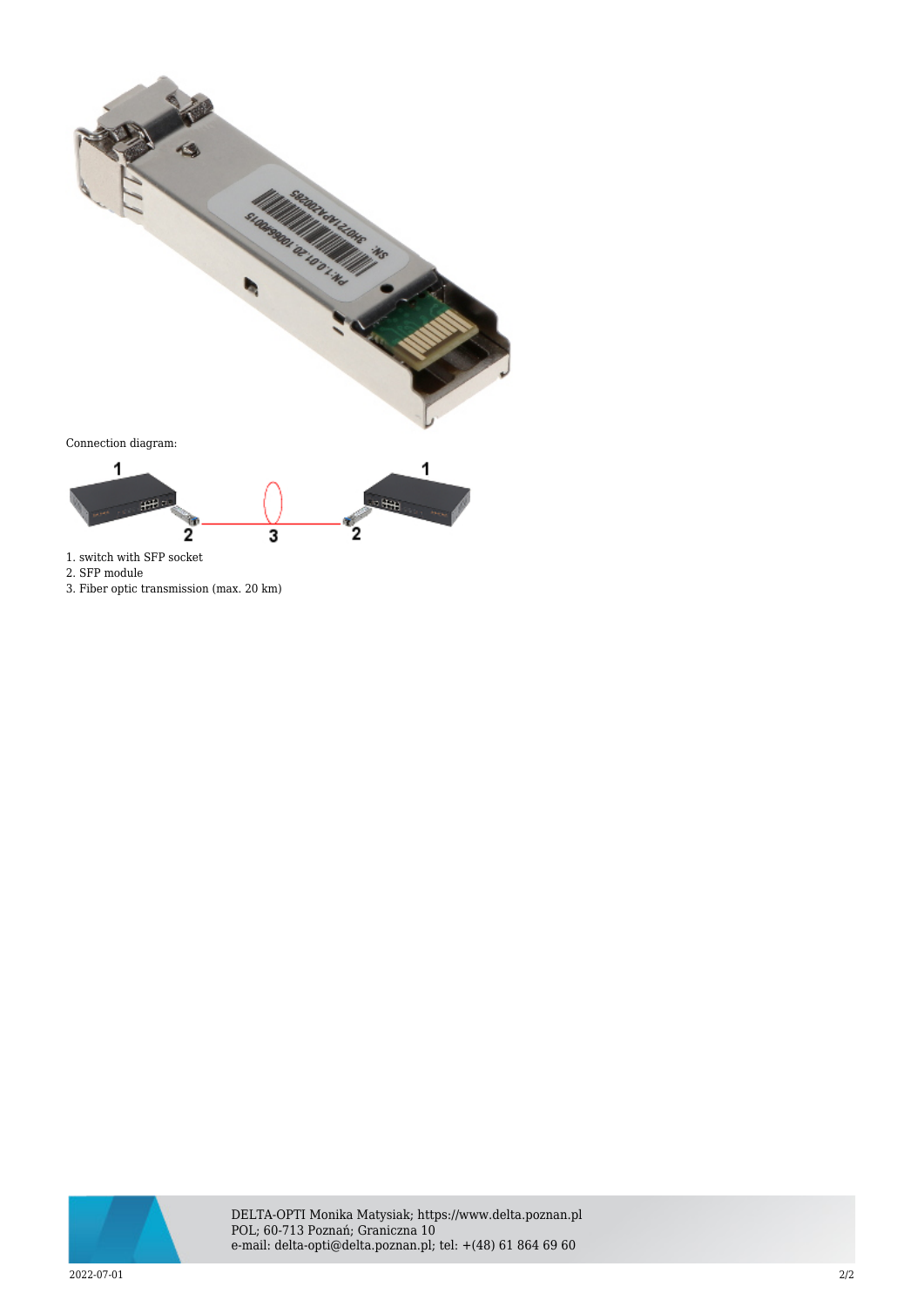Connection diagram:

1. switch with SFP socket
2. SFP module
3. Fiber optic transmission (max. 20 km)

DELTA-OPTI Monika Matysiak; https://www.delta.poznan.pl
POL; 60-713 Poznań; Graniczna 10
e-mail: delta-opti@delta.poznan.pl; tel: +(48) 61 864 69 60

2022-07-01